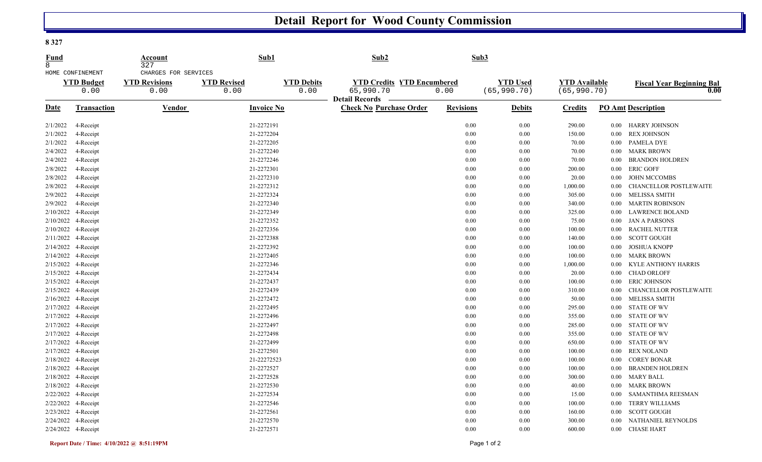# Detail Report for Wood County Commission

**8 327**

| Fund | | Account | | Sub1 | Sub2 | | Sub3 | | |
|---|---|---|---|---|---|---|---|---|---|
| 8 | | 327 | | | | | | | |
| HOME CONFINEMENT | | CHARGES FOR SERVICES | | | | | | | |

| YTD Budget | YTD Revisions | YTD Revised | YTD Debits | YTD Credits | YTD Encumbered | YTD Used | YTD Available | Fiscal Year Beginning Bal |
|---|---|---|---|---|---|---|---|---|
| 0.00 | 0.00 | 0.00 | 0.00 | 65,990.70 | 0.00 | (65,990.70) | (65,990.70) | 0.00 |

**Detail Records**

| Date | Transaction | Vendor | Invoice No | Check No | Purchase Order | Revisions | Debits | Credits | PO Amt | Description |
|---|---|---|---|---|---|---|---|---|---|---|
| 2/1/2022 | 4-Receipt | | 21-2272191 | | | 0.00 | 0.00 | 290.00 | 0.00 | HARRY JOHNSON |
| 2/1/2022 | 4-Receipt | | 21-2272204 | | | 0.00 | 0.00 | 150.00 | 0.00 | REX JOHNSON |
| 2/1/2022 | 4-Receipt | | 21-2272205 | | | 0.00 | 0.00 | 70.00 | 0.00 | PAMELA DYE |
| 2/4/2022 | 4-Receipt | | 21-2272240 | | | 0.00 | 0.00 | 70.00 | 0.00 | MARK BROWN |
| 2/4/2022 | 4-Receipt | | 21-2272246 | | | 0.00 | 0.00 | 70.00 | 0.00 | BRANDON HOLDREN |
| 2/8/2022 | 4-Receipt | | 21-2272301 | | | 0.00 | 0.00 | 200.00 | 0.00 | ERIC GOFF |
| 2/8/2022 | 4-Receipt | | 21-2272310 | | | 0.00 | 0.00 | 20.00 | 0.00 | JOHN MCCOMBS |
| 2/8/2022 | 4-Receipt | | 21-2272312 | | | 0.00 | 0.00 | 1,000.00 | 0.00 | CHANCELLOR POSTLEWAITE |
| 2/9/2022 | 4-Receipt | | 21-2272324 | | | 0.00 | 0.00 | 305.00 | 0.00 | MELISSA SMITH |
| 2/9/2022 | 4-Receipt | | 21-2272340 | | | 0.00 | 0.00 | 340.00 | 0.00 | MARTIN ROBINSON |
| 2/10/2022 | 4-Receipt | | 21-2272349 | | | 0.00 | 0.00 | 325.00 | 0.00 | LAWRENCE BOLAND |
| 2/10/2022 | 4-Receipt | | 21-2272352 | | | 0.00 | 0.00 | 75.00 | 0.00 | JAN A PARSONS |
| 2/10/2022 | 4-Receipt | | 21-2272356 | | | 0.00 | 0.00 | 100.00 | 0.00 | RACHEL NUTTER |
| 2/11/2022 | 4-Receipt | | 21-2272388 | | | 0.00 | 0.00 | 140.00 | 0.00 | SCOTT GOUGH |
| 2/14/2022 | 4-Receipt | | 21-2272392 | | | 0.00 | 0.00 | 100.00 | 0.00 | JOSHUA KNOPP |
| 2/14/2022 | 4-Receipt | | 21-2272405 | | | 0.00 | 0.00 | 100.00 | 0.00 | MARK BROWN |
| 2/15/2022 | 4-Receipt | | 21-2272346 | | | 0.00 | 0.00 | 1,000.00 | 0.00 | KYLE ANTHONY HARRIS |
| 2/15/2022 | 4-Receipt | | 21-2272434 | | | 0.00 | 0.00 | 20.00 | 0.00 | CHAD ORLOFF |
| 2/15/2022 | 4-Receipt | | 21-2272437 | | | 0.00 | 0.00 | 100.00 | 0.00 | ERIC JOHNSON |
| 2/15/2022 | 4-Receipt | | 21-2272439 | | | 0.00 | 0.00 | 310.00 | 0.00 | CHANCELLOR POSTLEWAITE |
| 2/16/2022 | 4-Receipt | | 21-2272472 | | | 0.00 | 0.00 | 50.00 | 0.00 | MELISSA SMITH |
| 2/17/2022 | 4-Receipt | | 21-2272495 | | | 0.00 | 0.00 | 295.00 | 0.00 | STATE OF WV |
| 2/17/2022 | 4-Receipt | | 21-2272496 | | | 0.00 | 0.00 | 355.00 | 0.00 | STATE OF WV |
| 2/17/2022 | 4-Receipt | | 21-2272497 | | | 0.00 | 0.00 | 285.00 | 0.00 | STATE OF WV |
| 2/17/2022 | 4-Receipt | | 21-2272498 | | | 0.00 | 0.00 | 355.00 | 0.00 | STATE OF WV |
| 2/17/2022 | 4-Receipt | | 21-2272499 | | | 0.00 | 0.00 | 650.00 | 0.00 | STATE OF WV |
| 2/17/2022 | 4-Receipt | | 21-2272501 | | | 0.00 | 0.00 | 100.00 | 0.00 | REX NOLAND |
| 2/18/2022 | 4-Receipt | | 21-22272523 | | | 0.00 | 0.00 | 100.00 | 0.00 | COREY BONAR |
| 2/18/2022 | 4-Receipt | | 21-2272527 | | | 0.00 | 0.00 | 100.00 | 0.00 | BRANDEN HOLDREN |
| 2/18/2022 | 4-Receipt | | 21-2272528 | | | 0.00 | 0.00 | 300.00 | 0.00 | MARY BALL |
| 2/18/2022 | 4-Receipt | | 21-2272530 | | | 0.00 | 0.00 | 40.00 | 0.00 | MARK BROWN |
| 2/22/2022 | 4-Receipt | | 21-2272534 | | | 0.00 | 0.00 | 15.00 | 0.00 | SAMANTHMA REESMAN |
| 2/22/2022 | 4-Receipt | | 21-2272546 | | | 0.00 | 0.00 | 100.00 | 0.00 | TERRY WILLIAMS |
| 2/23/2022 | 4-Receipt | | 21-2272561 | | | 0.00 | 0.00 | 160.00 | 0.00 | SCOTT GOUGH |
| 2/24/2022 | 4-Receipt | | 21-2272570 | | | 0.00 | 0.00 | 300.00 | 0.00 | NATHANIEL REYNOLDS |
| 2/24/2022 | 4-Receipt | | 21-2272571 | | | 0.00 | 0.00 | 600.00 | 0.00 | CHASE HART |

**Report Date / Time: 4/10/2022 @ 8:51:19PM**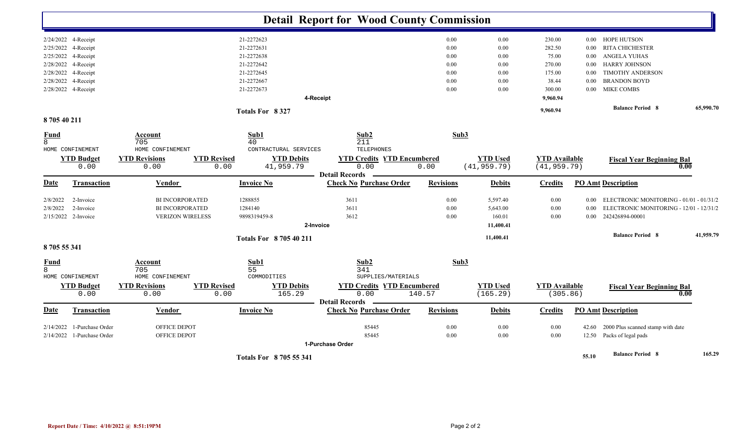# Detail Report for Wood County Commission

| Date | Transaction | Vendor | Invoice No | Check No | Purchase Order | Revisions | Debits | Credits | PO Amt | Description |
|---|---|---|---|---|---|---|---|---|---|---|
| 2/24/2022 | 4-Receipt | | 21-2272623 | | | 0.00 | 0.00 | 230.00 | 0.00 | HOPE HUTSON |
| 2/25/2022 | 4-Receipt | | 21-2272631 | | | 0.00 | 0.00 | 282.50 | 0.00 | RITA CHICHESTER |
| 2/25/2022 | 4-Receipt | | 21-2272638 | | | 0.00 | 0.00 | 75.00 | 0.00 | ANGELA YUHAS |
| 2/28/2022 | 4-Receipt | | 21-2272642 | | | 0.00 | 0.00 | 270.00 | 0.00 | HARRY JOHNSON |
| 2/28/2022 | 4-Receipt | | 21-2272645 | | | 0.00 | 0.00 | 175.00 | 0.00 | TIMOTHY ANDERSON |
| 2/28/2022 | 4-Receipt | | 21-2272667 | | | 0.00 | 0.00 | 38.44 | 0.00 | BRANDON BOYD |
| 2/28/2022 | 4-Receipt | | 21-2272673 | | | 0.00 | 0.00 | 300.00 | 0.00 | MIKE COMBS |
| | | | 4-Receipt | | | | | 9,960.94 | | |

Totals For 8 327 — 9,960.94 — Balance Period 8: 65,990.70

## 8 705 40 211

| Fund | Account | Sub1 | Sub2 | Sub3 |
|---|---|---|---|---|
| 8 | 705 | 40 | 211 | |
| HOME CONFINEMENT | HOME CONFINEMENT | CONTRACTUAL SERVICES | TELEPHONES | |

| YTD Budget | YTD Revisions | YTD Revised | YTD Debits | YTD Credits | YTD Encumbered | YTD Used | YTD Available | Fiscal Year Beginning Bal |
|---|---|---|---|---|---|---|---|---|
| 0.00 | 0.00 | 0.00 | 41,959.79 | 0.00 | 0.00 | (41,959.79) | (41,959.79) | 0.00 |

Detail Records

| Date | Transaction | Vendor | Invoice No | Check No | Purchase Order | Revisions | Debits | Credits | PO Amt | Description |
|---|---|---|---|---|---|---|---|---|---|---|
| 2/8/2022 | 2-Invoice | BI INCORPORATED | 1288855 | 3611 | | 0.00 | 5,597.40 | 0.00 | 0.00 | ELECTRONIC MONITORING - 01/01 - 01/31/2 |
| 2/8/2022 | 2-Invoice | BI INCORPORATED | 1284140 | 3611 | | 0.00 | 5,643.00 | 0.00 | 0.00 | ELECTRONIC MONITORING - 12/01 - 12/31/2 |
| 2/15/2022 | 2-Invoice | VERIZON WIRELESS | 9898319459-8 | 3612 | | 0.00 | 160.01 | 0.00 | 0.00 | 242426894-00001 |
| | | | 2-Invoice | | | | 11,400.41 | | | |

Totals For 8 705 40 211 — 11,400.41 — Balance Period 8: 41,959.79

## 8 705 55 341

| Fund | Account | Sub1 | Sub2 | Sub3 |
|---|---|---|---|---|
| 8 | 705 | 55 | 341 | |
| HOME CONFINEMENT | HOME CONFINEMENT | COMMODITIES | SUPPLIES/MATERIALS | |

| YTD Budget | YTD Revisions | YTD Revised | YTD Debits | YTD Credits | YTD Encumbered | YTD Used | YTD Available | Fiscal Year Beginning Bal |
|---|---|---|---|---|---|---|---|---|
| 0.00 | 0.00 | 0.00 | 165.29 | 0.00 | 140.57 | (165.29) | (305.86) | 0.00 |

Detail Records

| Date | Transaction | Vendor | Invoice No | Check No | Purchase Order | Revisions | Debits | Credits | PO Amt | Description |
|---|---|---|---|---|---|---|---|---|---|---|
| 2/14/2022 | 1-Purchase Order | OFFICE DEPOT | | | 85445 | 0.00 | 0.00 | 0.00 | 42.60 | 2000 Plus scanned stamp with date |
| 2/14/2022 | 1-Purchase Order | OFFICE DEPOT | | | 85445 | 0.00 | 0.00 | 0.00 | 12.50 | Packs of legal pads |
| | | | 1-Purchase Order | | | | | | | |

Totals For 8 705 55 341 — 55.10 — Balance Period 8: 165.29

Report Date / Time: 4/10/2022 @ 8:51:19PM